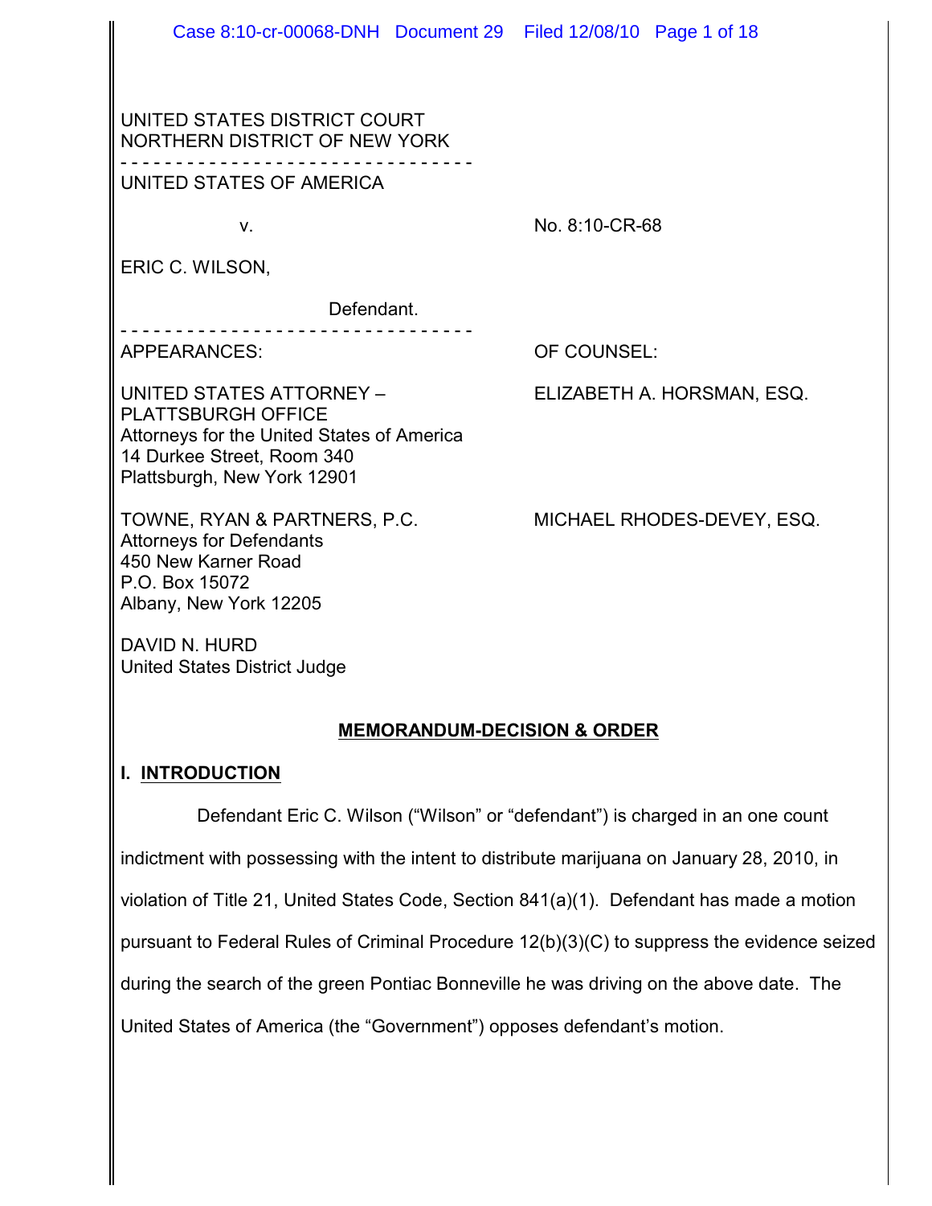UNITED STATES DISTRICT COURT
NORTHERN DISTRICT OF NEW YORK

- - - - - - - - - - - - - - - - - - - - - - - - - - - - - - - -

UNITED STATES OF AMERICA

v. No. 8:10-CR-68

ERIC C. WILSON,

Defendant.

- - - - - - - - - - - - - - - - - - - - - - - - - - - - - - - -

| APPEARANCES: | OF COUNSEL: |
|---|---|
| UNITED STATES ATTORNEY – PLATTSBURGH OFFICE<br>Attorneys for the United States of America<br>14 Durkee Street, Room 340<br>Plattsburgh, New York 12901 | ELIZABETH A. HORSMAN, ESQ. |
| TOWNE, RYAN & PARTNERS, P.C.<br>Attorneys for Defendants<br>450 New Karner Road<br>P.O. Box 15072<br>Albany, New York 12205 | MICHAEL RHODES-DEVEY, ESQ. |

DAVID N. HURD
United States District Judge

## MEMORANDUM-DECISION & ORDER

### I. INTRODUCTION

Defendant Eric C. Wilson ("Wilson" or "defendant") is charged in an one count indictment with possessing with the intent to distribute marijuana on January 28, 2010, in violation of Title 21, United States Code, Section 841(a)(1). Defendant has made a motion pursuant to Federal Rules of Criminal Procedure 12(b)(3)(C) to suppress the evidence seized during the search of the green Pontiac Bonneville he was driving on the above date. The United States of America (the "Government") opposes defendant's motion.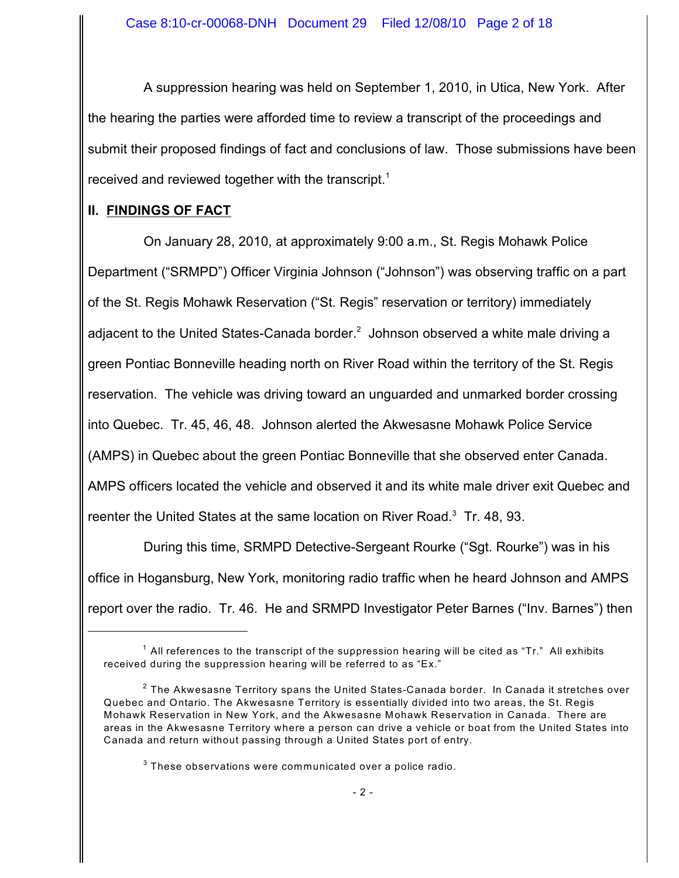A suppression hearing was held on September 1, 2010, in Utica, New York. After the hearing the parties were afforded time to review a transcript of the proceedings and submit their proposed findings of fact and conclusions of law. Those submissions have been received and reviewed together with the transcript.[1]

## II. FINDINGS OF FACT

On January 28, 2010, at approximately 9:00 a.m., St. Regis Mohawk Police Department ("SRMPD") Officer Virginia Johnson ("Johnson") was observing traffic on a part of the St. Regis Mohawk Reservation ("St. Regis" reservation or territory) immediately adjacent to the United States-Canada border.[2] Johnson observed a white male driving a green Pontiac Bonneville heading north on River Road within the territory of the St. Regis reservation. The vehicle was driving toward an unguarded and unmarked border crossing into Quebec. Tr. 45, 46, 48. Johnson alerted the Akwesasne Mohawk Police Service (AMPS) in Quebec about the green Pontiac Bonneville that she observed enter Canada. AMPS officers located the vehicle and observed it and its white male driver exit Quebec and reenter the United States at the same location on River Road.[3] Tr. 48, 93.

During this time, SRMPD Detective-Sergeant Rourke ("Sgt. Rourke") was in his office in Hogansburg, New York, monitoring radio traffic when he heard Johnson and AMPS report over the radio. Tr. 46. He and SRMPD Investigator Peter Barnes ("Inv. Barnes") then

---

[1] All references to the transcript of the suppression hearing will be cited as "Tr." All exhibits received during the suppression hearing will be referred to as "Ex."

[2] The Akwesasne Territory spans the United States-Canada border. In Canada it stretches over Quebec and Ontario. The Akwesasne Territory is essentially divided into two areas, the St. Regis Mohawk Reservation in New York, and the Akwesasne Mohawk Reservation in Canada. There are areas in the Akwesasne Territory where a person can drive a vehicle or boat from the United States into Canada and return without passing through a United States port of entry.

[3] These observations were communicated over a police radio.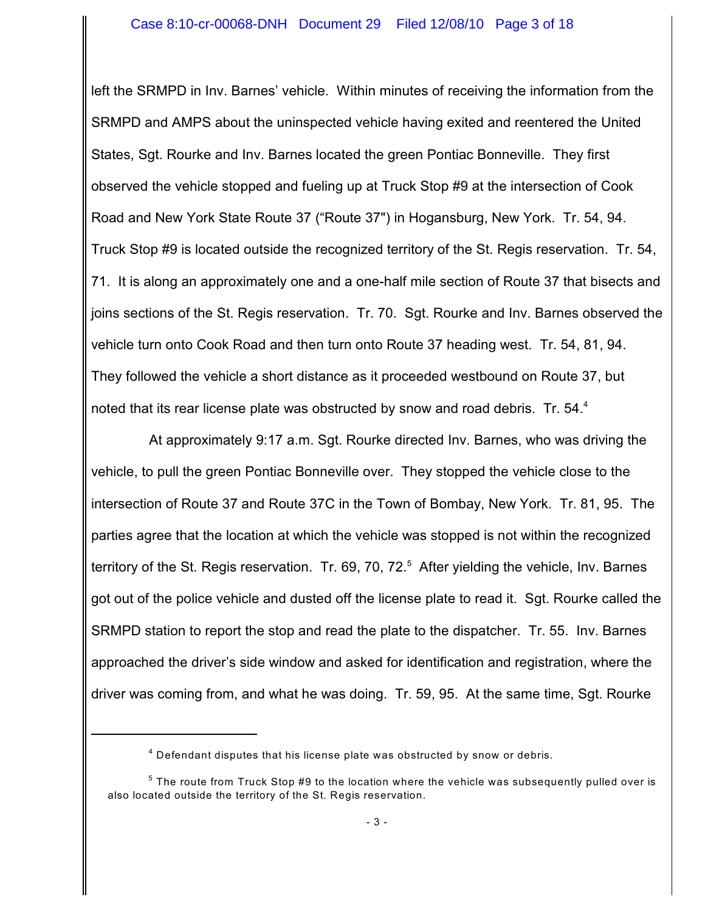left the SRMPD in Inv. Barnes' vehicle. Within minutes of receiving the information from the SRMPD and AMPS about the uninspected vehicle having exited and reentered the United States, Sgt. Rourke and Inv. Barnes located the green Pontiac Bonneville. They first observed the vehicle stopped and fueling up at Truck Stop #9 at the intersection of Cook Road and New York State Route 37 ("Route 37") in Hogansburg, New York. Tr. 54, 94. Truck Stop #9 is located outside the recognized territory of the St. Regis reservation. Tr. 54, 71. It is along an approximately one and a one-half mile section of Route 37 that bisects and joins sections of the St. Regis reservation. Tr. 70. Sgt. Rourke and Inv. Barnes observed the vehicle turn onto Cook Road and then turn onto Route 37 heading west. Tr. 54, 81, 94. They followed the vehicle a short distance as it proceeded westbound on Route 37, but noted that its rear license plate was obstructed by snow and road debris. Tr. 54.[4]

At approximately 9:17 a.m. Sgt. Rourke directed Inv. Barnes, who was driving the vehicle, to pull the green Pontiac Bonneville over. They stopped the vehicle close to the intersection of Route 37 and Route 37C in the Town of Bombay, New York. Tr. 81, 95. The parties agree that the location at which the vehicle was stopped is not within the recognized territory of the St. Regis reservation. Tr. 69, 70, 72.[5] After yielding the vehicle, Inv. Barnes got out of the police vehicle and dusted off the license plate to read it. Sgt. Rourke called the SRMPD station to report the stop and read the plate to the dispatcher. Tr. 55. Inv. Barnes approached the driver's side window and asked for identification and registration, where the driver was coming from, and what he was doing. Tr. 59, 95. At the same time, Sgt. Rourke

---

[4] Defendant disputes that his license plate was obstructed by snow or debris.

[5] The route from Truck Stop #9 to the location where the vehicle was subsequently pulled over is also located outside the territory of the St. Regis reservation.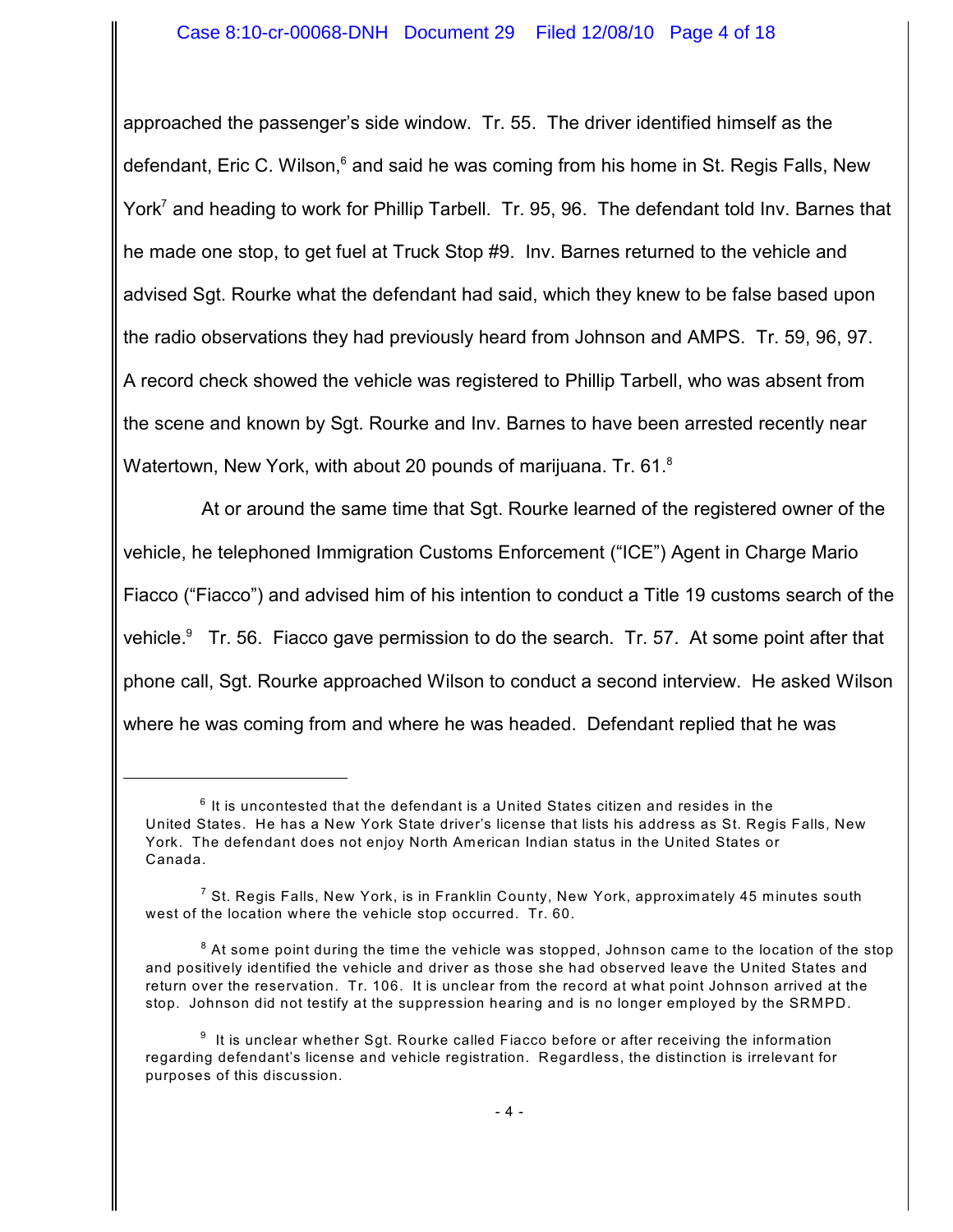approached the passenger's side window. Tr. 55. The driver identified himself as the defendant, Eric C. Wilson,[6] and said he was coming from his home in St. Regis Falls, New York[7] and heading to work for Phillip Tarbell. Tr. 95, 96. The defendant told Inv. Barnes that he made one stop, to get fuel at Truck Stop #9. Inv. Barnes returned to the vehicle and advised Sgt. Rourke what the defendant had said, which they knew to be false based upon the radio observations they had previously heard from Johnson and AMPS. Tr. 59, 96, 97. A record check showed the vehicle was registered to Phillip Tarbell, who was absent from the scene and known by Sgt. Rourke and Inv. Barnes to have been arrested recently near Watertown, New York, with about 20 pounds of marijuana. Tr. 61.[8]

At or around the same time that Sgt. Rourke learned of the registered owner of the vehicle, he telephoned Immigration Customs Enforcement ("ICE") Agent in Charge Mario Fiacco ("Fiacco") and advised him of his intention to conduct a Title 19 customs search of the vehicle.[9] Tr. 56. Fiacco gave permission to do the search. Tr. 57. At some point after that phone call, Sgt. Rourke approached Wilson to conduct a second interview. He asked Wilson where he was coming from and where he was headed. Defendant replied that he was

---

[6] It is uncontested that the defendant is a United States citizen and resides in the United States. He has a New York State driver's license that lists his address as St. Regis Falls, New York. The defendant does not enjoy North American Indian status in the United States or Canada.

[7] St. Regis Falls, New York, is in Franklin County, New York, approximately 45 minutes south west of the location where the vehicle stop occurred. Tr. 60.

[8] At some point during the time the vehicle was stopped, Johnson came to the location of the stop and positively identified the vehicle and driver as those she had observed leave the United States and return over the reservation. Tr. 106. It is unclear from the record at what point Johnson arrived at the stop. Johnson did not testify at the suppression hearing and is no longer employed by the SRMPD.

[9] It is unclear whether Sgt. Rourke called Fiacco before or after receiving the information regarding defendant's license and vehicle registration. Regardless, the distinction is irrelevant for purposes of this discussion.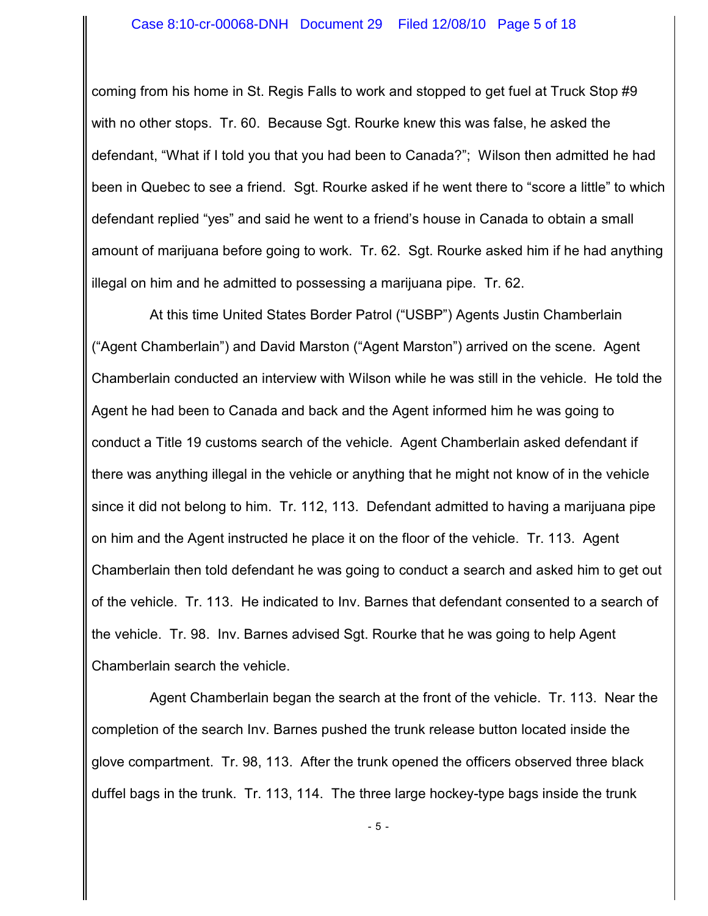coming from his home in St. Regis Falls to work and stopped to get fuel at Truck Stop #9 with no other stops. Tr. 60. Because Sgt. Rourke knew this was false, he asked the defendant, "What if I told you that you had been to Canada?"; Wilson then admitted he had been in Quebec to see a friend. Sgt. Rourke asked if he went there to "score a little" to which defendant replied "yes" and said he went to a friend's house in Canada to obtain a small amount of marijuana before going to work. Tr. 62. Sgt. Rourke asked him if he had anything illegal on him and he admitted to possessing a marijuana pipe. Tr. 62.

At this time United States Border Patrol ("USBP") Agents Justin Chamberlain ("Agent Chamberlain") and David Marston ("Agent Marston") arrived on the scene. Agent Chamberlain conducted an interview with Wilson while he was still in the vehicle. He told the Agent he had been to Canada and back and the Agent informed him he was going to conduct a Title 19 customs search of the vehicle. Agent Chamberlain asked defendant if there was anything illegal in the vehicle or anything that he might not know of in the vehicle since it did not belong to him. Tr. 112, 113. Defendant admitted to having a marijuana pipe on him and the Agent instructed he place it on the floor of the vehicle. Tr. 113. Agent Chamberlain then told defendant he was going to conduct a search and asked him to get out of the vehicle. Tr. 113. He indicated to Inv. Barnes that defendant consented to a search of the vehicle. Tr. 98. Inv. Barnes advised Sgt. Rourke that he was going to help Agent Chamberlain search the vehicle.

Agent Chamberlain began the search at the front of the vehicle. Tr. 113. Near the completion of the search Inv. Barnes pushed the trunk release button located inside the glove compartment. Tr. 98, 113. After the trunk opened the officers observed three black duffel bags in the trunk. Tr. 113, 114. The three large hockey-type bags inside the trunk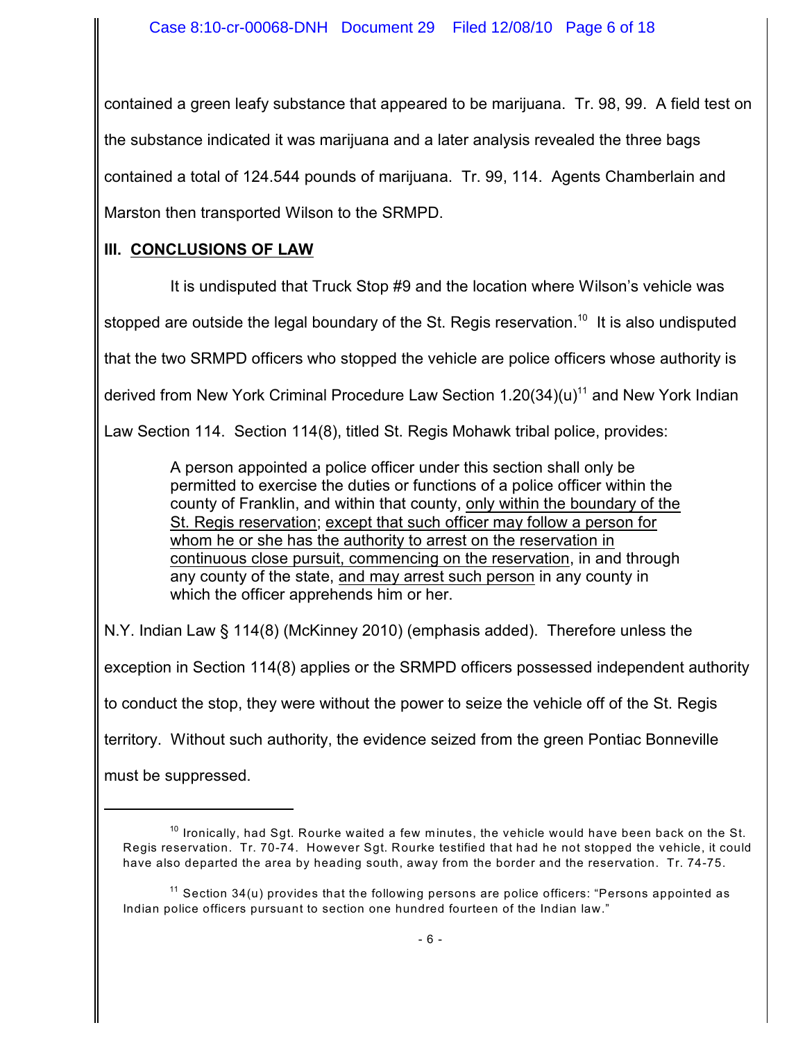contained a green leafy substance that appeared to be marijuana. Tr. 98, 99. A field test on the substance indicated it was marijuana and a later analysis revealed the three bags contained a total of 124.544 pounds of marijuana. Tr. 99, 114. Agents Chamberlain and Marston then transported Wilson to the SRMPD.

## III. CONCLUSIONS OF LAW

It is undisputed that Truck Stop #9 and the location where Wilson's vehicle was stopped are outside the legal boundary of the St. Regis reservation.[10] It is also undisputed that the two SRMPD officers who stopped the vehicle are police officers whose authority is derived from New York Criminal Procedure Law Section 1.20(34)(u)[11] and New York Indian Law Section 114. Section 114(8), titled St. Regis Mohawk tribal police, provides:

> A person appointed a police officer under this section shall only be permitted to exercise the duties or functions of a police officer within the county of Franklin, and within that county, only within the boundary of the St. Regis reservation; except that such officer may follow a person for whom he or she has the authority to arrest on the reservation in continuous close pursuit, commencing on the reservation, in and through any county of the state, and may arrest such person in any county in which the officer apprehends him or her.

N.Y. Indian Law § 114(8) (McKinney 2010) (emphasis added). Therefore unless the exception in Section 114(8) applies or the SRMPD officers possessed independent authority to conduct the stop, they were without the power to seize the vehicle off of the St. Regis territory. Without such authority, the evidence seized from the green Pontiac Bonneville must be suppressed.

---

[10] Ironically, had Sgt. Rourke waited a few minutes, the vehicle would have been back on the St. Regis reservation. Tr. 70-74. However Sgt. Rourke testified that had he not stopped the vehicle, it could have also departed the area by heading south, away from the border and the reservation. Tr. 74-75.

[11] Section 34(u) provides that the following persons are police officers: "Persons appointed as Indian police officers pursuant to section one hundred fourteen of the Indian law."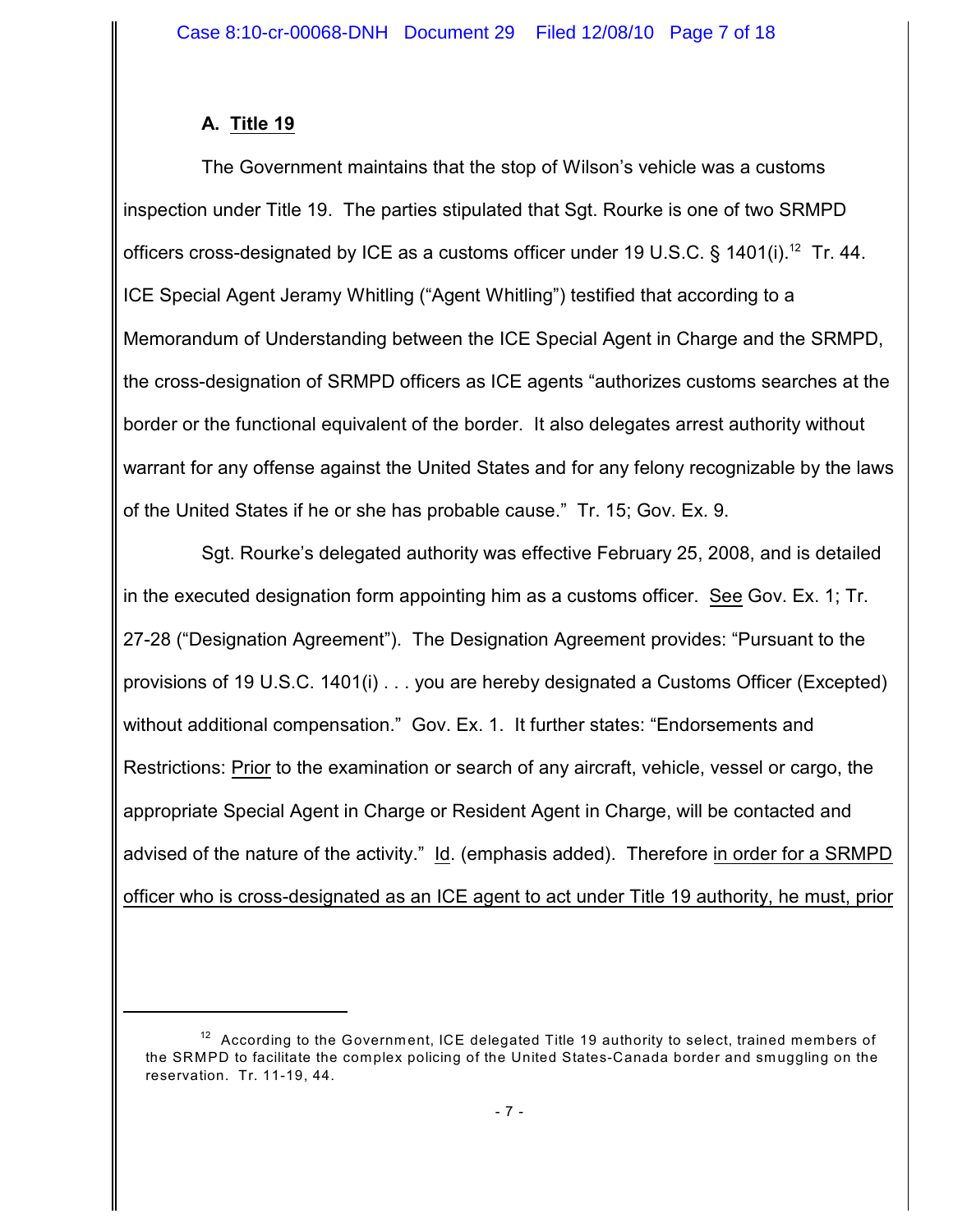### A. Title 19

The Government maintains that the stop of Wilson's vehicle was a customs inspection under Title 19. The parties stipulated that Sgt. Rourke is one of two SRMPD officers cross-designated by ICE as a customs officer under 19 U.S.C. § 1401(i).[12] Tr. 44. ICE Special Agent Jeramy Whitling ("Agent Whitling") testified that according to a Memorandum of Understanding between the ICE Special Agent in Charge and the SRMPD, the cross-designation of SRMPD officers as ICE agents "authorizes customs searches at the border or the functional equivalent of the border. It also delegates arrest authority without warrant for any offense against the United States and for any felony recognizable by the laws of the United States if he or she has probable cause." Tr. 15; Gov. Ex. 9.

Sgt. Rourke's delegated authority was effective February 25, 2008, and is detailed in the executed designation form appointing him as a customs officer. See Gov. Ex. 1; Tr. 27-28 ("Designation Agreement"). The Designation Agreement provides: "Pursuant to the provisions of 19 U.S.C. 1401(i) . . . you are hereby designated a Customs Officer (Excepted) without additional compensation." Gov. Ex. 1. It further states: "Endorsements and Restrictions: Prior to the examination or search of any aircraft, vehicle, vessel or cargo, the appropriate Special Agent in Charge or Resident Agent in Charge, will be contacted and advised of the nature of the activity." Id. (emphasis added). Therefore in order for a SRMPD officer who is cross-designated as an ICE agent to act under Title 19 authority, he must, prior

[12] According to the Government, ICE delegated Title 19 authority to select, trained members of the SRMPD to facilitate the complex policing of the United States-Canada border and smuggling on the reservation. Tr. 11-19, 44.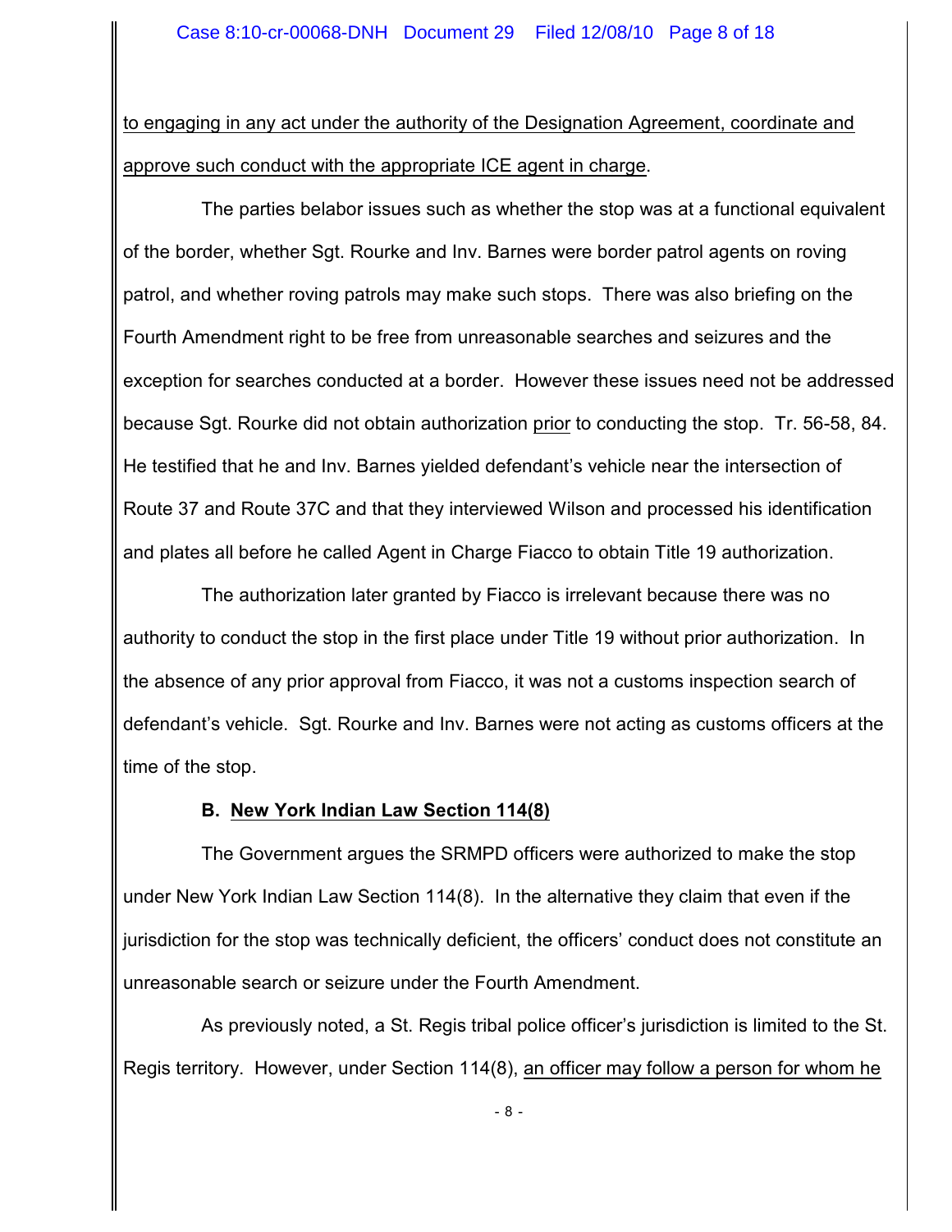<u>to engaging in any act under the authority of the Designation Agreement, coordinate and approve such conduct with the appropriate ICE agent in charge</u>.

The parties belabor issues such as whether the stop was at a functional equivalent of the border, whether Sgt. Rourke and Inv. Barnes were border patrol agents on roving patrol, and whether roving patrols may make such stops. There was also briefing on the Fourth Amendment right to be free from unreasonable searches and seizures and the exception for searches conducted at a border. However these issues need not be addressed because Sgt. Rourke did not obtain authorization <u>prior</u> to conducting the stop. Tr. 56-58, 84. He testified that he and Inv. Barnes yielded defendant's vehicle near the intersection of Route 37 and Route 37C and that they interviewed Wilson and processed his identification and plates all before he called Agent in Charge Fiacco to obtain Title 19 authorization.

The authorization later granted by Fiacco is irrelevant because there was no authority to conduct the stop in the first place under Title 19 without prior authorization. In the absence of any prior approval from Fiacco, it was not a customs inspection search of defendant's vehicle. Sgt. Rourke and Inv. Barnes were not acting as customs officers at the time of the stop.

### B. <u>New York Indian Law Section 114(8)</u>

The Government argues the SRMPD officers were authorized to make the stop under New York Indian Law Section 114(8). In the alternative they claim that even if the jurisdiction for the stop was technically deficient, the officers' conduct does not constitute an unreasonable search or seizure under the Fourth Amendment.

As previously noted, a St. Regis tribal police officer's jurisdiction is limited to the St. Regis territory. However, under Section 114(8), <u>an officer may follow a person for whom he</u>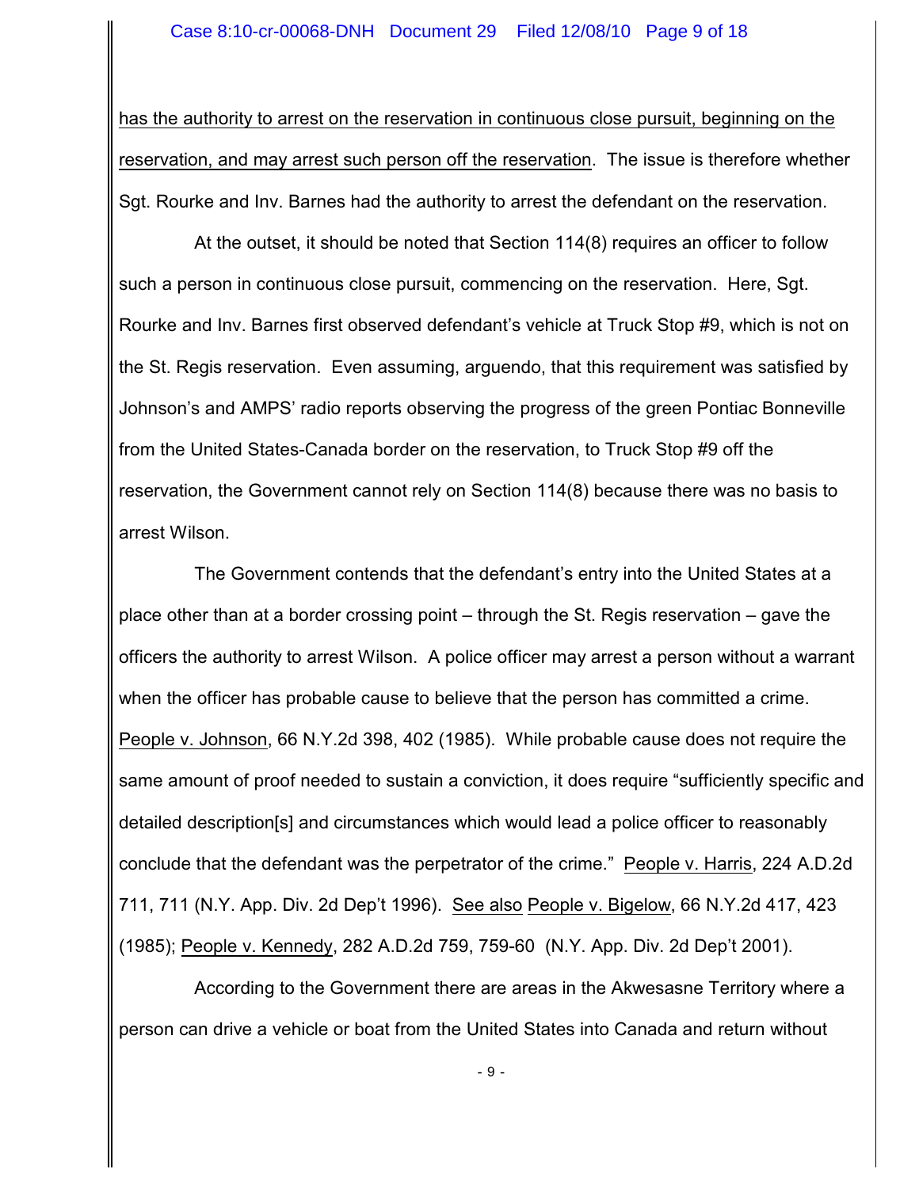has the authority to arrest on the reservation in continuous close pursuit, beginning on the reservation, and may arrest such person off the reservation. The issue is therefore whether Sgt. Rourke and Inv. Barnes had the authority to arrest the defendant on the reservation.

At the outset, it should be noted that Section 114(8) requires an officer to follow such a person in continuous close pursuit, commencing on the reservation. Here, Sgt. Rourke and Inv. Barnes first observed defendant's vehicle at Truck Stop #9, which is not on the St. Regis reservation. Even assuming, arguendo, that this requirement was satisfied by Johnson's and AMPS' radio reports observing the progress of the green Pontiac Bonneville from the United States-Canada border on the reservation, to Truck Stop #9 off the reservation, the Government cannot rely on Section 114(8) because there was no basis to arrest Wilson.

The Government contends that the defendant's entry into the United States at a place other than at a border crossing point – through the St. Regis reservation – gave the officers the authority to arrest Wilson. A police officer may arrest a person without a warrant when the officer has probable cause to believe that the person has committed a crime. People v. Johnson, 66 N.Y.2d 398, 402 (1985). While probable cause does not require the same amount of proof needed to sustain a conviction, it does require "sufficiently specific and detailed description[s] and circumstances which would lead a police officer to reasonably conclude that the defendant was the perpetrator of the crime." People v. Harris, 224 A.D.2d 711, 711 (N.Y. App. Div. 2d Dep't 1996). See also People v. Bigelow, 66 N.Y.2d 417, 423 (1985); People v. Kennedy, 282 A.D.2d 759, 759-60 (N.Y. App. Div. 2d Dep't 2001).

According to the Government there are areas in the Akwesasne Territory where a person can drive a vehicle or boat from the United States into Canada and return without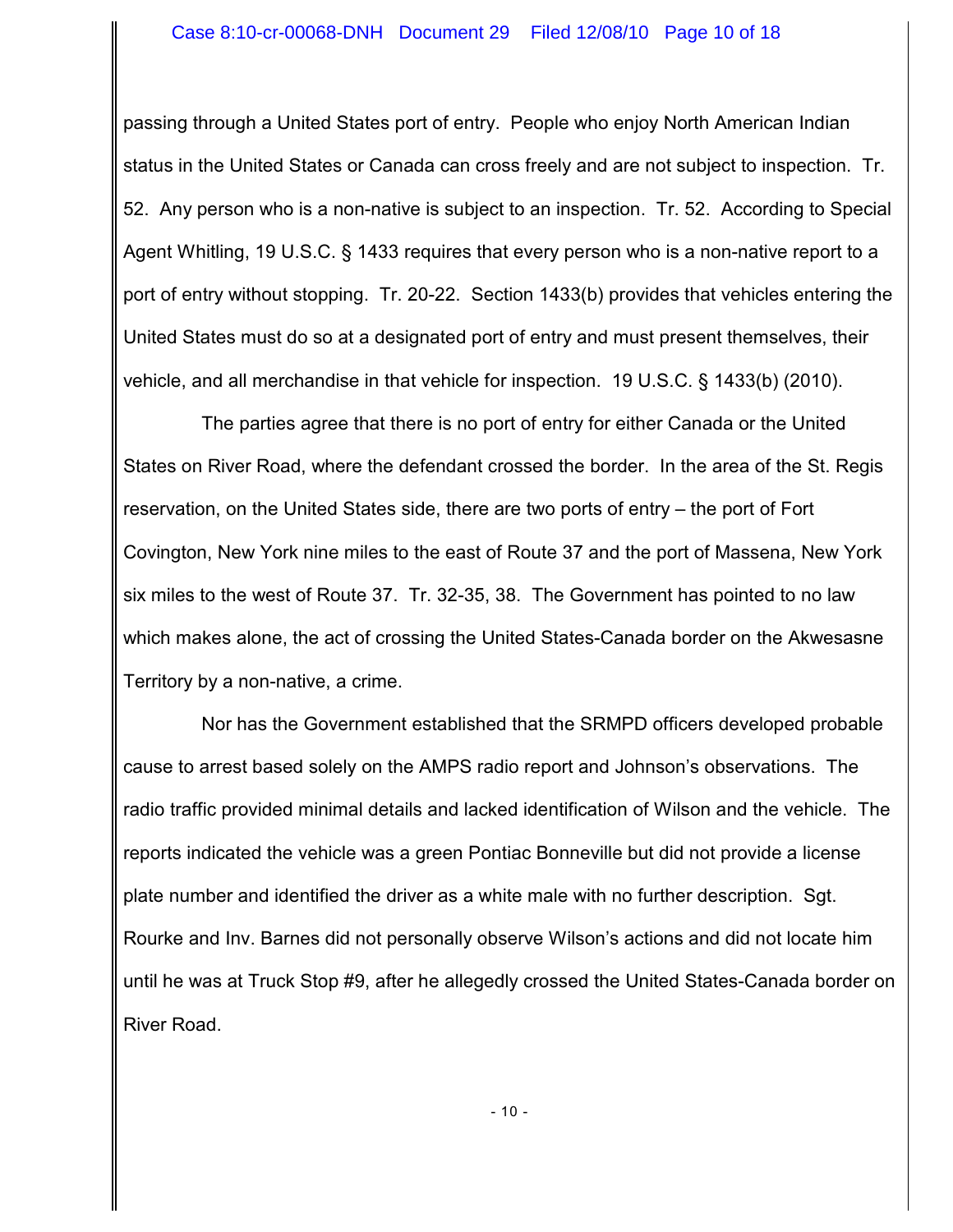passing through a United States port of entry. People who enjoy North American Indian status in the United States or Canada can cross freely and are not subject to inspection. Tr. 52. Any person who is a non-native is subject to an inspection. Tr. 52. According to Special Agent Whitling, 19 U.S.C. § 1433 requires that every person who is a non-native report to a port of entry without stopping. Tr. 20-22. Section 1433(b) provides that vehicles entering the United States must do so at a designated port of entry and must present themselves, their vehicle, and all merchandise in that vehicle for inspection. 19 U.S.C. § 1433(b) (2010).

The parties agree that there is no port of entry for either Canada or the United States on River Road, where the defendant crossed the border. In the area of the St. Regis reservation, on the United States side, there are two ports of entry – the port of Fort Covington, New York nine miles to the east of Route 37 and the port of Massena, New York six miles to the west of Route 37. Tr. 32-35, 38. The Government has pointed to no law which makes alone, the act of crossing the United States-Canada border on the Akwesasne Territory by a non-native, a crime.

Nor has the Government established that the SRMPD officers developed probable cause to arrest based solely on the AMPS radio report and Johnson's observations. The radio traffic provided minimal details and lacked identification of Wilson and the vehicle. The reports indicated the vehicle was a green Pontiac Bonneville but did not provide a license plate number and identified the driver as a white male with no further description. Sgt. Rourke and Inv. Barnes did not personally observe Wilson's actions and did not locate him until he was at Truck Stop #9, after he allegedly crossed the United States-Canada border on River Road.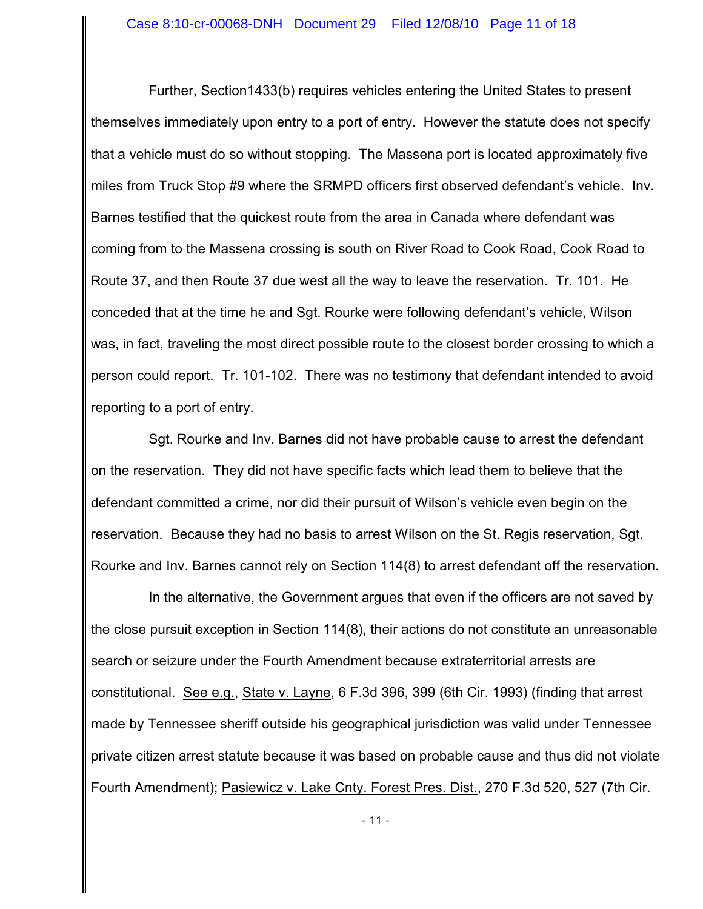Further, Section1433(b) requires vehicles entering the United States to present themselves immediately upon entry to a port of entry. However the statute does not specify that a vehicle must do so without stopping. The Massena port is located approximately five miles from Truck Stop #9 where the SRMPD officers first observed defendant's vehicle. Inv. Barnes testified that the quickest route from the area in Canada where defendant was coming from to the Massena crossing is south on River Road to Cook Road, Cook Road to Route 37, and then Route 37 due west all the way to leave the reservation. Tr. 101. He conceded that at the time he and Sgt. Rourke were following defendant's vehicle, Wilson was, in fact, traveling the most direct possible route to the closest border crossing to which a person could report. Tr. 101-102. There was no testimony that defendant intended to avoid reporting to a port of entry.

Sgt. Rourke and Inv. Barnes did not have probable cause to arrest the defendant on the reservation. They did not have specific facts which lead them to believe that the defendant committed a crime, nor did their pursuit of Wilson's vehicle even begin on the reservation. Because they had no basis to arrest Wilson on the St. Regis reservation, Sgt. Rourke and Inv. Barnes cannot rely on Section 114(8) to arrest defendant off the reservation.

In the alternative, the Government argues that even if the officers are not saved by the close pursuit exception in Section 114(8), their actions do not constitute an unreasonable search or seizure under the Fourth Amendment because extraterritorial arrests are constitutional. See e.g., State v. Layne, 6 F.3d 396, 399 (6th Cir. 1993) (finding that arrest made by Tennessee sheriff outside his geographical jurisdiction was valid under Tennessee private citizen arrest statute because it was based on probable cause and thus did not violate Fourth Amendment); Pasiewicz v. Lake Cnty. Forest Pres. Dist., 270 F.3d 520, 527 (7th Cir.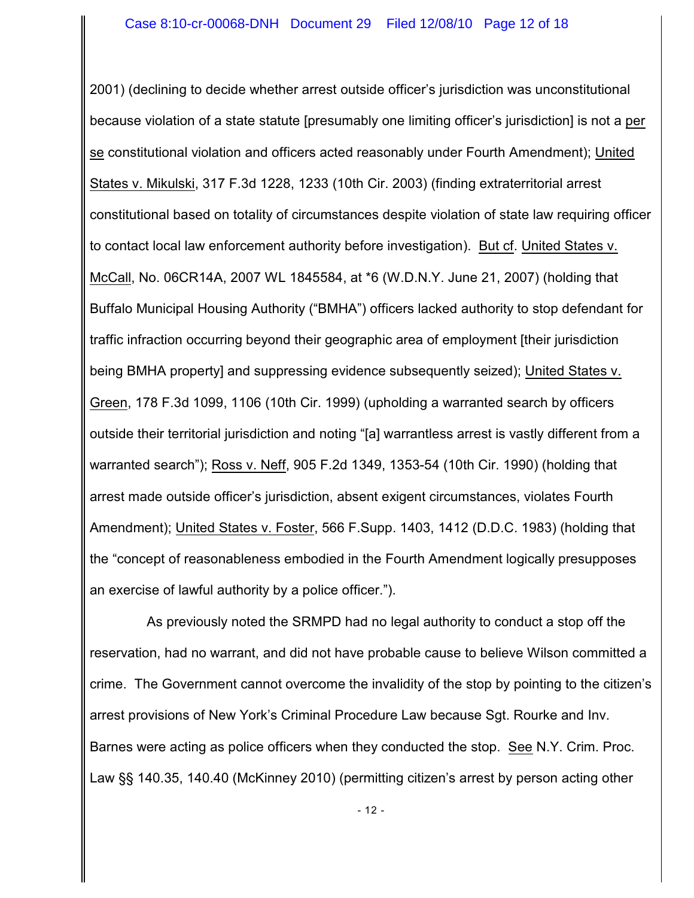2001) (declining to decide whether arrest outside officer's jurisdiction was unconstitutional because violation of a state statute [presumably one limiting officer's jurisdiction] is not a per se constitutional violation and officers acted reasonably under Fourth Amendment); United States v. Mikulski, 317 F.3d 1228, 1233 (10th Cir. 2003) (finding extraterritorial arrest constitutional based on totality of circumstances despite violation of state law requiring officer to contact local law enforcement authority before investigation). But cf. United States v. McCall, No. 06CR14A, 2007 WL 1845584, at *6 (W.D.N.Y. June 21, 2007) (holding that Buffalo Municipal Housing Authority ("BMHA") officers lacked authority to stop defendant for traffic infraction occurring beyond their geographic area of employment [their jurisdiction being BMHA property] and suppressing evidence subsequently seized); United States v. Green, 178 F.3d 1099, 1106 (10th Cir. 1999) (upholding a warranted search by officers outside their territorial jurisdiction and noting "[a] warrantless arrest is vastly different from a warranted search"); Ross v. Neff, 905 F.2d 1349, 1353-54 (10th Cir. 1990) (holding that arrest made outside officer's jurisdiction, absent exigent circumstances, violates Fourth Amendment); United States v. Foster, 566 F.Supp. 1403, 1412 (D.D.C. 1983) (holding that the "concept of reasonableness embodied in the Fourth Amendment logically presupposes an exercise of lawful authority by a police officer.").

As previously noted the SRMPD had no legal authority to conduct a stop off the reservation, had no warrant, and did not have probable cause to believe Wilson committed a crime. The Government cannot overcome the invalidity of the stop by pointing to the citizen's arrest provisions of New York's Criminal Procedure Law because Sgt. Rourke and Inv. Barnes were acting as police officers when they conducted the stop. See N.Y. Crim. Proc. Law §§ 140.35, 140.40 (McKinney 2010) (permitting citizen's arrest by person acting other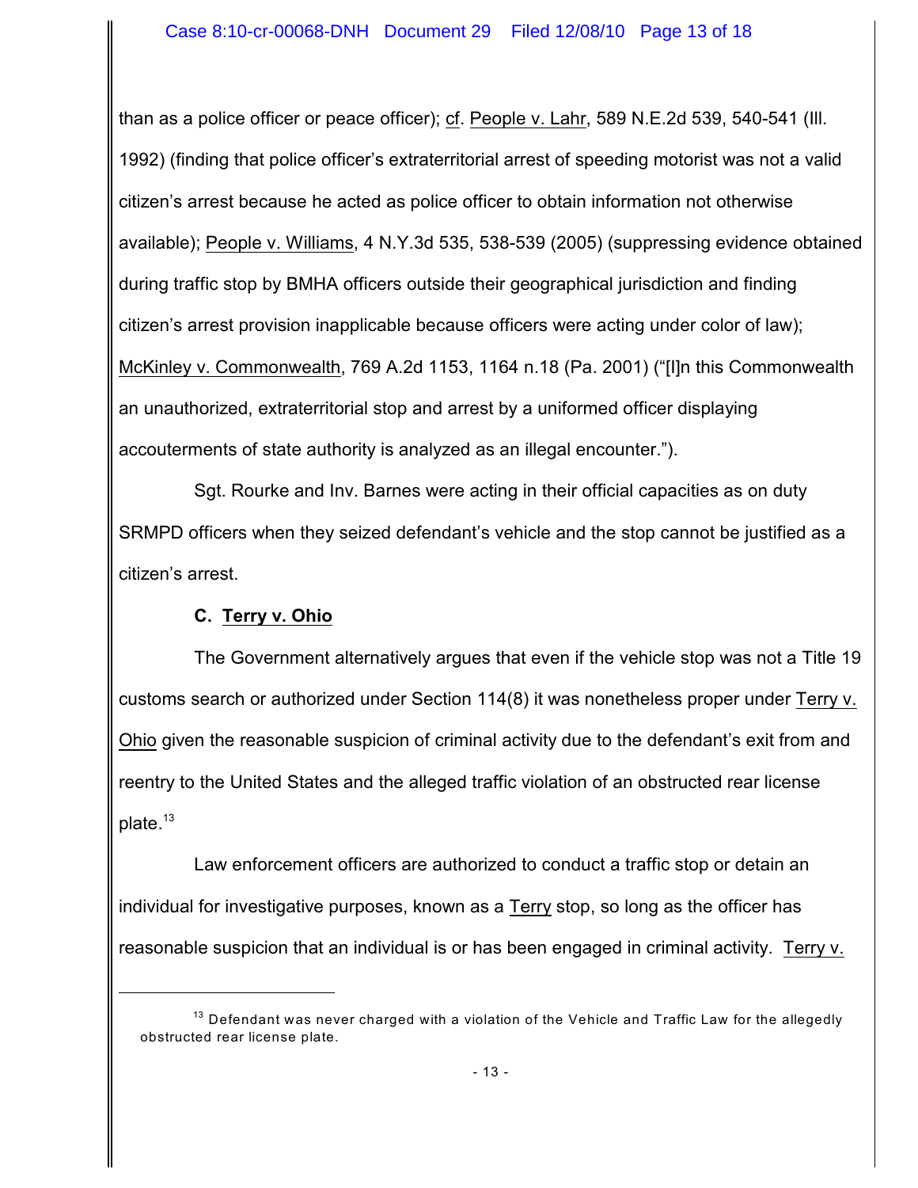than as a police officer or peace officer); cf. People v. Lahr, 589 N.E.2d 539, 540-541 (Ill. 1992) (finding that police officer's extraterritorial arrest of speeding motorist was not a valid citizen's arrest because he acted as police officer to obtain information not otherwise available); People v. Williams, 4 N.Y.3d 535, 538-539 (2005) (suppressing evidence obtained during traffic stop by BMHA officers outside their geographical jurisdiction and finding citizen's arrest provision inapplicable because officers were acting under color of law); McKinley v. Commonwealth, 769 A.2d 1153, 1164 n.18 (Pa. 2001) ("[I]n this Commonwealth an unauthorized, extraterritorial stop and arrest by a uniformed officer displaying accouterments of state authority is analyzed as an illegal encounter.").

Sgt. Rourke and Inv. Barnes were acting in their official capacities as on duty SRMPD officers when they seized defendant's vehicle and the stop cannot be justified as a citizen's arrest.

### C. Terry v. Ohio

The Government alternatively argues that even if the vehicle stop was not a Title 19 customs search or authorized under Section 114(8) it was nonetheless proper under Terry v. Ohio given the reasonable suspicion of criminal activity due to the defendant's exit from and reentry to the United States and the alleged traffic violation of an obstructed rear license plate.[13]

Law enforcement officers are authorized to conduct a traffic stop or detain an individual for investigative purposes, known as a Terry stop, so long as the officer has reasonable suspicion that an individual is or has been engaged in criminal activity. Terry v.

---

[13] Defendant was never charged with a violation of the Vehicle and Traffic Law for the allegedly obstructed rear license plate.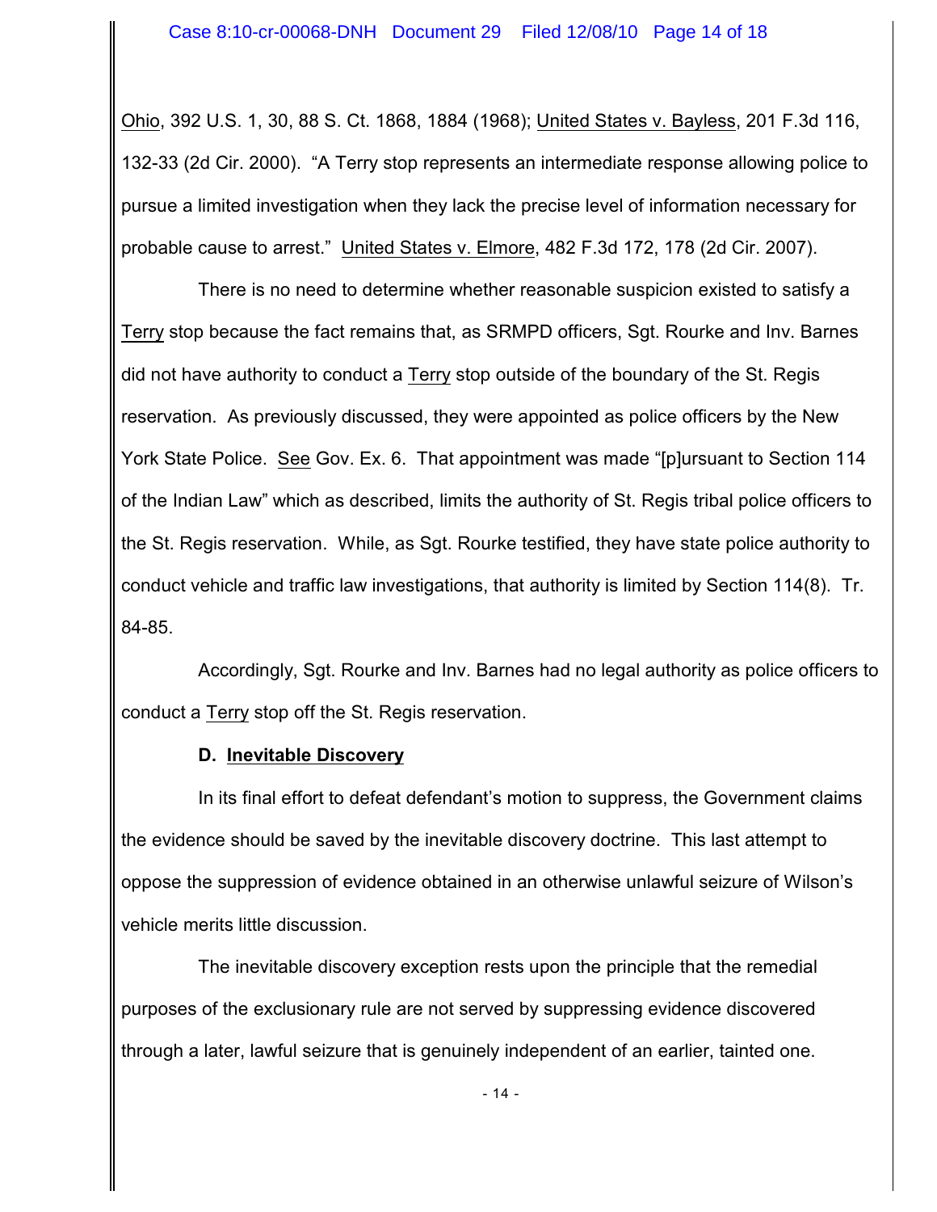Ohio, 392 U.S. 1, 30, 88 S. Ct. 1868, 1884 (1968); United States v. Bayless, 201 F.3d 116, 132-33 (2d Cir. 2000). "A Terry stop represents an intermediate response allowing police to pursue a limited investigation when they lack the precise level of information necessary for probable cause to arrest." United States v. Elmore, 482 F.3d 172, 178 (2d Cir. 2007).

There is no need to determine whether reasonable suspicion existed to satisfy a Terry stop because the fact remains that, as SRMPD officers, Sgt. Rourke and Inv. Barnes did not have authority to conduct a Terry stop outside of the boundary of the St. Regis reservation. As previously discussed, they were appointed as police officers by the New York State Police. See Gov. Ex. 6. That appointment was made "[p]ursuant to Section 114 of the Indian Law" which as described, limits the authority of St. Regis tribal police officers to the St. Regis reservation. While, as Sgt. Rourke testified, they have state police authority to conduct vehicle and traffic law investigations, that authority is limited by Section 114(8). Tr. 84-85.

Accordingly, Sgt. Rourke and Inv. Barnes had no legal authority as police officers to conduct a Terry stop off the St. Regis reservation.

**D. Inevitable Discovery**

In its final effort to defeat defendant's motion to suppress, the Government claims the evidence should be saved by the inevitable discovery doctrine. This last attempt to oppose the suppression of evidence obtained in an otherwise unlawful seizure of Wilson's vehicle merits little discussion.

The inevitable discovery exception rests upon the principle that the remedial purposes of the exclusionary rule are not served by suppressing evidence discovered through a later, lawful seizure that is genuinely independent of an earlier, tainted one.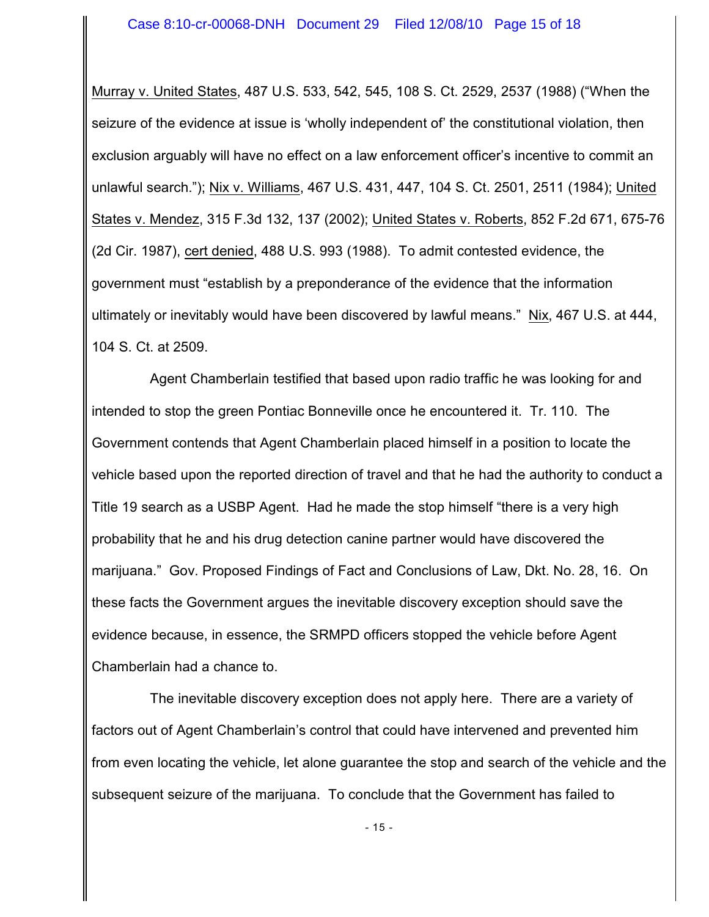Murray v. United States, 487 U.S. 533, 542, 545, 108 S. Ct. 2529, 2537 (1988) ("When the seizure of the evidence at issue is 'wholly independent of' the constitutional violation, then exclusion arguably will have no effect on a law enforcement officer's incentive to commit an unlawful search."); Nix v. Williams, 467 U.S. 431, 447, 104 S. Ct. 2501, 2511 (1984); United States v. Mendez, 315 F.3d 132, 137 (2002); United States v. Roberts, 852 F.2d 671, 675-76 (2d Cir. 1987), cert denied, 488 U.S. 993 (1988). To admit contested evidence, the government must "establish by a preponderance of the evidence that the information ultimately or inevitably would have been discovered by lawful means." Nix, 467 U.S. at 444, 104 S. Ct. at 2509.

Agent Chamberlain testified that based upon radio traffic he was looking for and intended to stop the green Pontiac Bonneville once he encountered it. Tr. 110. The Government contends that Agent Chamberlain placed himself in a position to locate the vehicle based upon the reported direction of travel and that he had the authority to conduct a Title 19 search as a USBP Agent. Had he made the stop himself "there is a very high probability that he and his drug detection canine partner would have discovered the marijuana." Gov. Proposed Findings of Fact and Conclusions of Law, Dkt. No. 28, 16. On these facts the Government argues the inevitable discovery exception should save the evidence because, in essence, the SRMPD officers stopped the vehicle before Agent Chamberlain had a chance to.

The inevitable discovery exception does not apply here. There are a variety of factors out of Agent Chamberlain's control that could have intervened and prevented him from even locating the vehicle, let alone guarantee the stop and search of the vehicle and the subsequent seizure of the marijuana. To conclude that the Government has failed to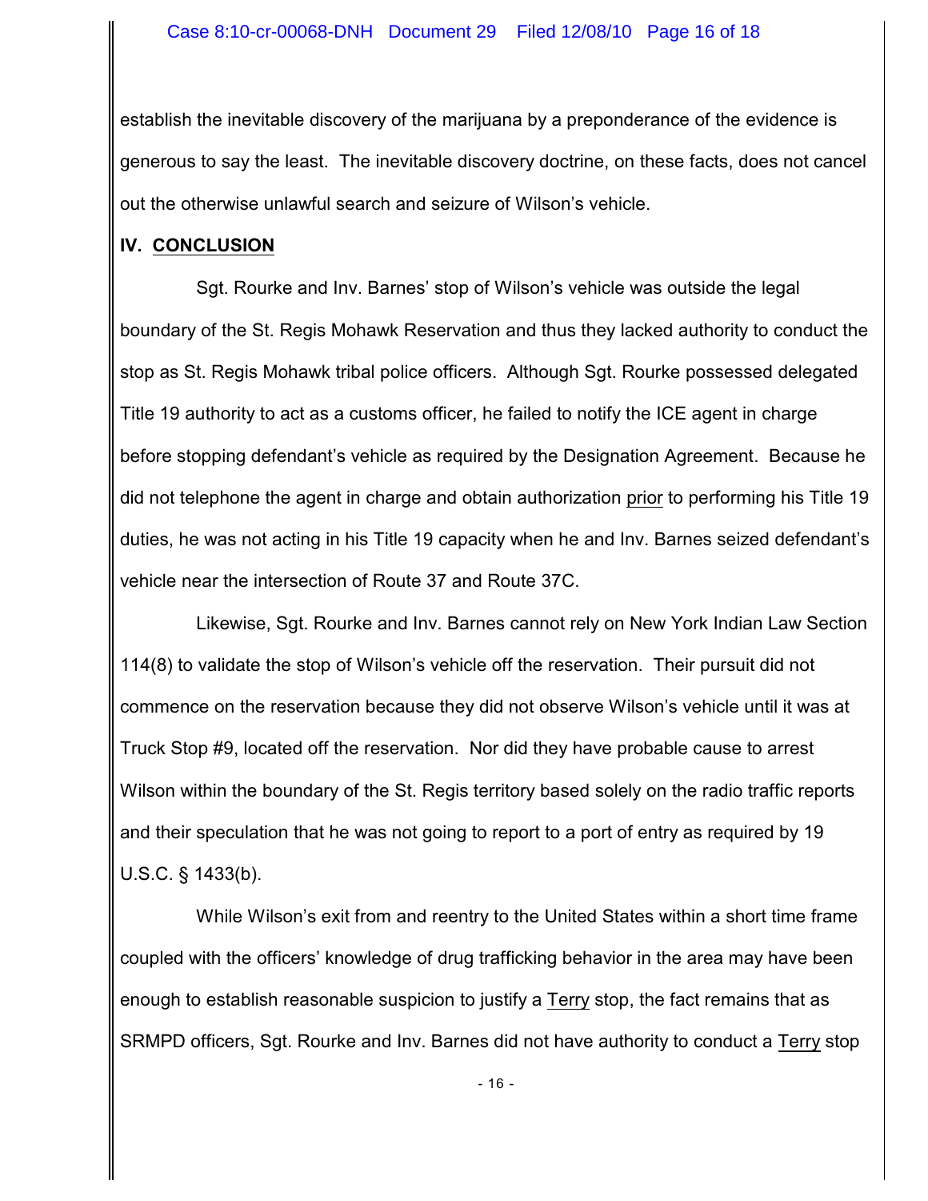establish the inevitable discovery of the marijuana by a preponderance of the evidence is generous to say the least. The inevitable discovery doctrine, on these facts, does not cancel out the otherwise unlawful search and seizure of Wilson's vehicle.

## IV. CONCLUSION

Sgt. Rourke and Inv. Barnes' stop of Wilson's vehicle was outside the legal boundary of the St. Regis Mohawk Reservation and thus they lacked authority to conduct the stop as St. Regis Mohawk tribal police officers. Although Sgt. Rourke possessed delegated Title 19 authority to act as a customs officer, he failed to notify the ICE agent in charge before stopping defendant's vehicle as required by the Designation Agreement. Because he did not telephone the agent in charge and obtain authorization <u>prior</u> to performing his Title 19 duties, he was not acting in his Title 19 capacity when he and Inv. Barnes seized defendant's vehicle near the intersection of Route 37 and Route 37C.

Likewise, Sgt. Rourke and Inv. Barnes cannot rely on New York Indian Law Section 114(8) to validate the stop of Wilson's vehicle off the reservation. Their pursuit did not commence on the reservation because they did not observe Wilson's vehicle until it was at Truck Stop #9, located off the reservation. Nor did they have probable cause to arrest Wilson within the boundary of the St. Regis territory based solely on the radio traffic reports and their speculation that he was not going to report to a port of entry as required by 19 U.S.C. § 1433(b).

While Wilson's exit from and reentry to the United States within a short time frame coupled with the officers' knowledge of drug trafficking behavior in the area may have been enough to establish reasonable suspicion to justify a <u>Terry</u> stop, the fact remains that as SRMPD officers, Sgt. Rourke and Inv. Barnes did not have authority to conduct a <u>Terry</u> stop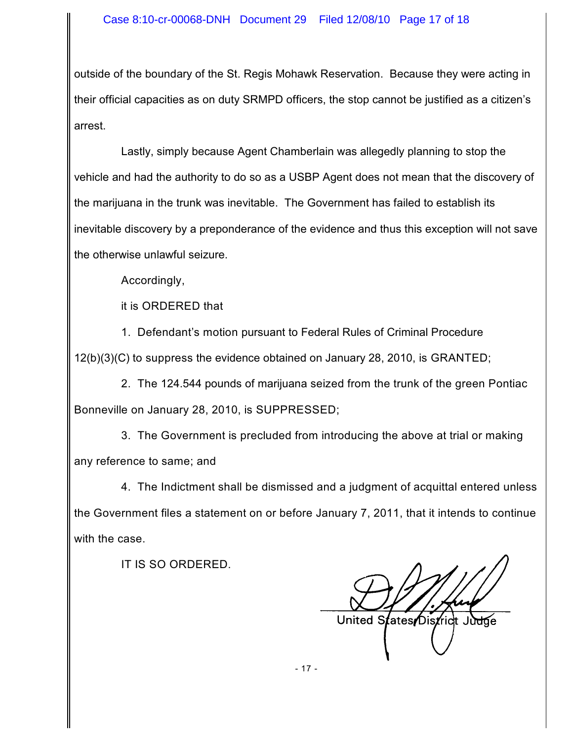outside of the boundary of the St. Regis Mohawk Reservation. Because they were acting in their official capacities as on duty SRMPD officers, the stop cannot be justified as a citizen's arrest.

Lastly, simply because Agent Chamberlain was allegedly planning to stop the vehicle and had the authority to do so as a USBP Agent does not mean that the discovery of the marijuana in the trunk was inevitable. The Government has failed to establish its inevitable discovery by a preponderance of the evidence and thus this exception will not save the otherwise unlawful seizure.

Accordingly,

it is ORDERED that

1. Defendant's motion pursuant to Federal Rules of Criminal Procedure 12(b)(3)(C) to suppress the evidence obtained on January 28, 2010, is GRANTED;

2. The 124.544 pounds of marijuana seized from the trunk of the green Pontiac Bonneville on January 28, 2010, is SUPPRESSED;

3. The Government is precluded from introducing the above at trial or making any reference to same; and

4. The Indictment shall be dismissed and a judgment of acquittal entered unless the Government files a statement on or before January 7, 2011, that it intends to continue with the case.

IT IS SO ORDERED.

United States District Judge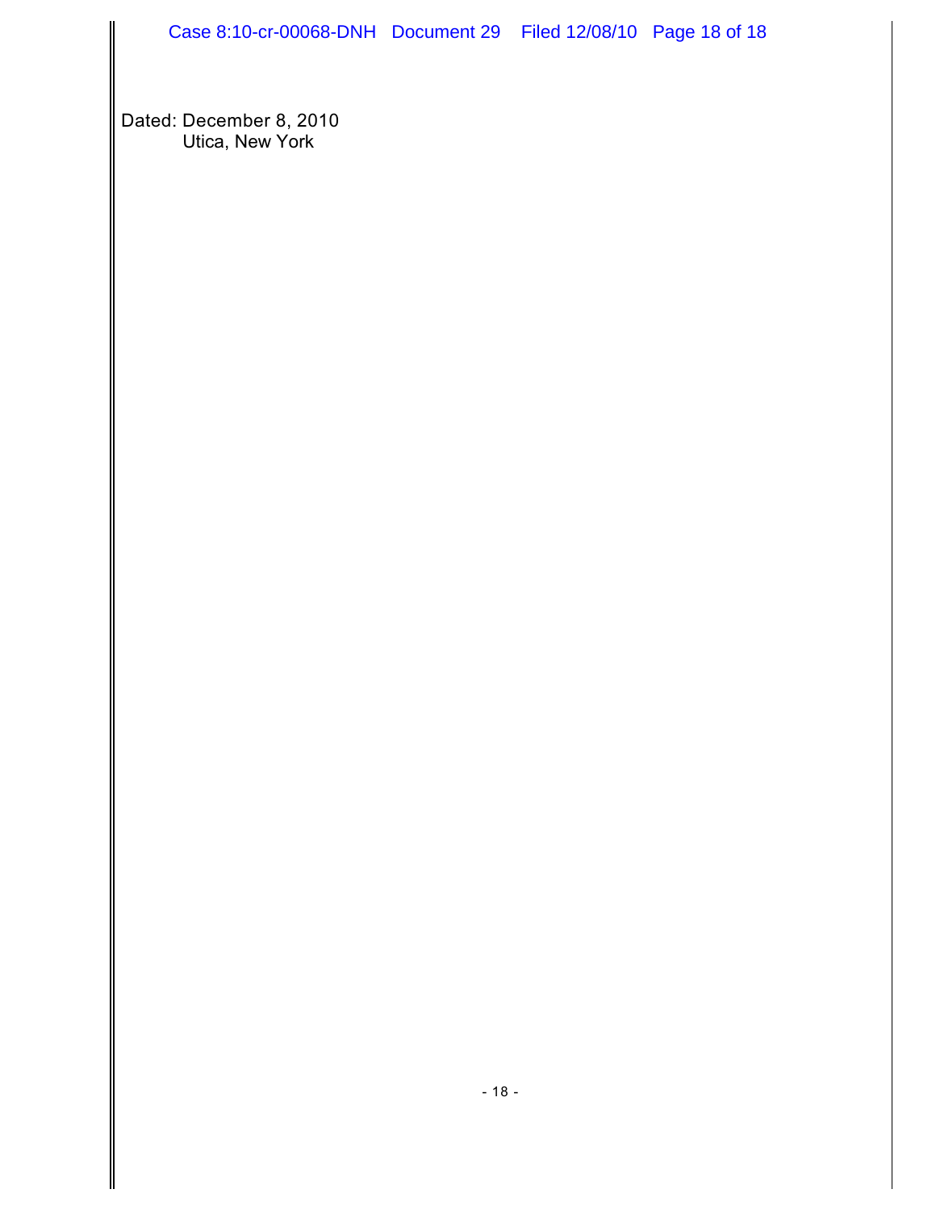Dated: December 8, 2010
Utica, New York